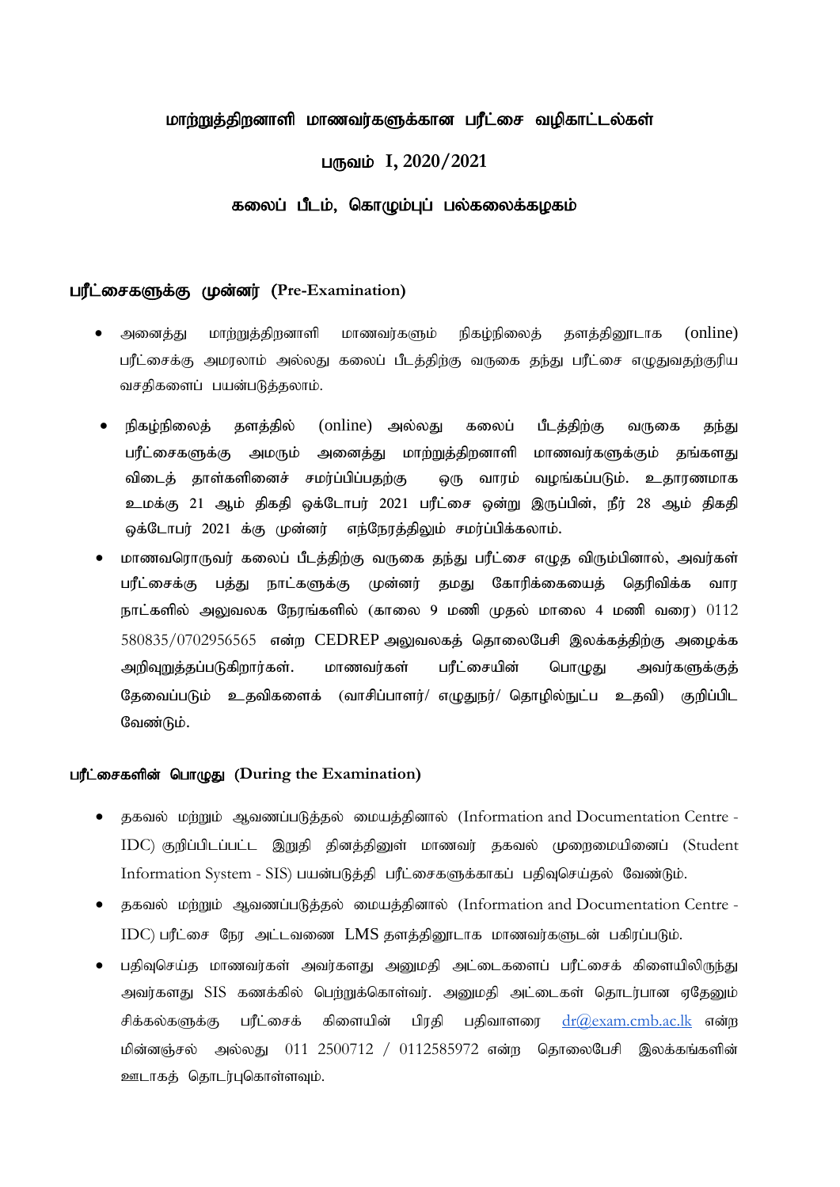# மாற்றுத்திறனாளி மாணவர்களுக்கான பரீட்சை வழிகாட்டல்கள்

## பருவம் I, 2020/2021

## கலைப் பீடம், கொழும்புப் பல்கலைக்கழகம்

### பரீட்சைகளுக்கு முன்னர் (Pre-Examination)

- அனைத்து மாற்றுத்திறனாளி மாணவர்களும் நிகழ்நிலைத் தளத்தினூடாக (online) பரீட்சைக்கு அமரலாம் அல்லது கலைப் பீடத்திற்கு வருகை தந்து பரீட்சை எழுதுவதற்குரிய வசதிகளைப் பயன்படுத்தலாம்.
- நிகழ்நிலைத் தளத்தில் (online) அல்லது கலைப் பீடத்திற்கு வருகை தந்து பரீட்சைகளுக்கு அமரும் அனைத்து மாற்றுத்திறனாளி மாணவர்களுக்கும் தங்களது விடைத் தாள்களினைச் சமர்ப்பிப்பதற்கு ஒரு வாரம் வழங்கப்படும். உதாரணமாக உமக்கு 21 ஆம் திகதி ஒக்டோபர் 2021 பரீட்சை ஒன்று இருப்பின், நீர் 28 ஆம் திகதி ஒக்டோபர் 2021 க்கு முன்னர் எந்நேரத்திலும் சமர்ப்பிக்கலாம்.
- மாணவரொருவர் கலைப் பீடத்திற்கு வருகை தந்து பரீட்சை எழுத விரும்பினால், அவர்கள் பரீட்சைக்கு பத்து நாட்களுக்கு முன்னர் தமது கோரிக்கையைத் தெரிவிக்க வார நாட்களில் அலுவலக நேரங்களில் (காலை 9 மணி முதல் மாலை 4 மணி வரை) 0112 580835/0702956565 என்ற CEDREP அலுவலகத் தொலைபேசி இலக்கத்திற்கு அழைக்க அறிவுறுத்தப்படுகிறார்கள். மாணவர்கள் பரீட்சையின் பொழுது அவர்களுக்குத் தேவைப்படும் உதவிகளைக் (வாசிப்பாளர்/ எழுதுநர்/ தொழில்நுட்ப உதவி) குறிப்பிட வேண்டும்.

### பரீட்சைகளின் பொழுது (During the Examination)

- தகவல் மற்றும் ஆவணப்படுத்தல் மையத்தினால் (Information and Documentation Centre - IDC) குறிப்பிடப்பட்ட இறுதி தினத்தினுள் மாணவர் தகவல் முறைமையினைப் (Student Information System - SIS) பயன்படுத்தி பரீட்சைகளுக்காகப் பதிவுசெய்தல் வேண்டும்.
- தகவல் மற்றும் ஆவணப்படுத்தல் மையத்தினால் (Information and Documentation Centre - IDC) பரீட்சை நேர அட்டவணை LMS தளத்தினூடாக மாணவர்களுடன் பகிரப்படும்.
- பதிவுசெய்த மாணவர்கள் அவர்களது அனுமதி அட்டைகளைப் பரீட்சைக் கிளையிலிருந்து அவர்களது SIS கணக்கில் பெற்றுக்கொள்வர். அனுமதி அட்டைகள் தொடர்பான ஏதேனும் சிக்கல்களுக்கு பரீட்சைக் கிளையின் பிரதி பதிவாளரை dr@exam.cmb.ac.lk என்ற மின்னஞ்சல் அல்லது 011 2500712 / 0112585972 என்ற தொலைபேசி இலக்கங்களின் ஊடாகத் தொடர்புகொள்ளவும்.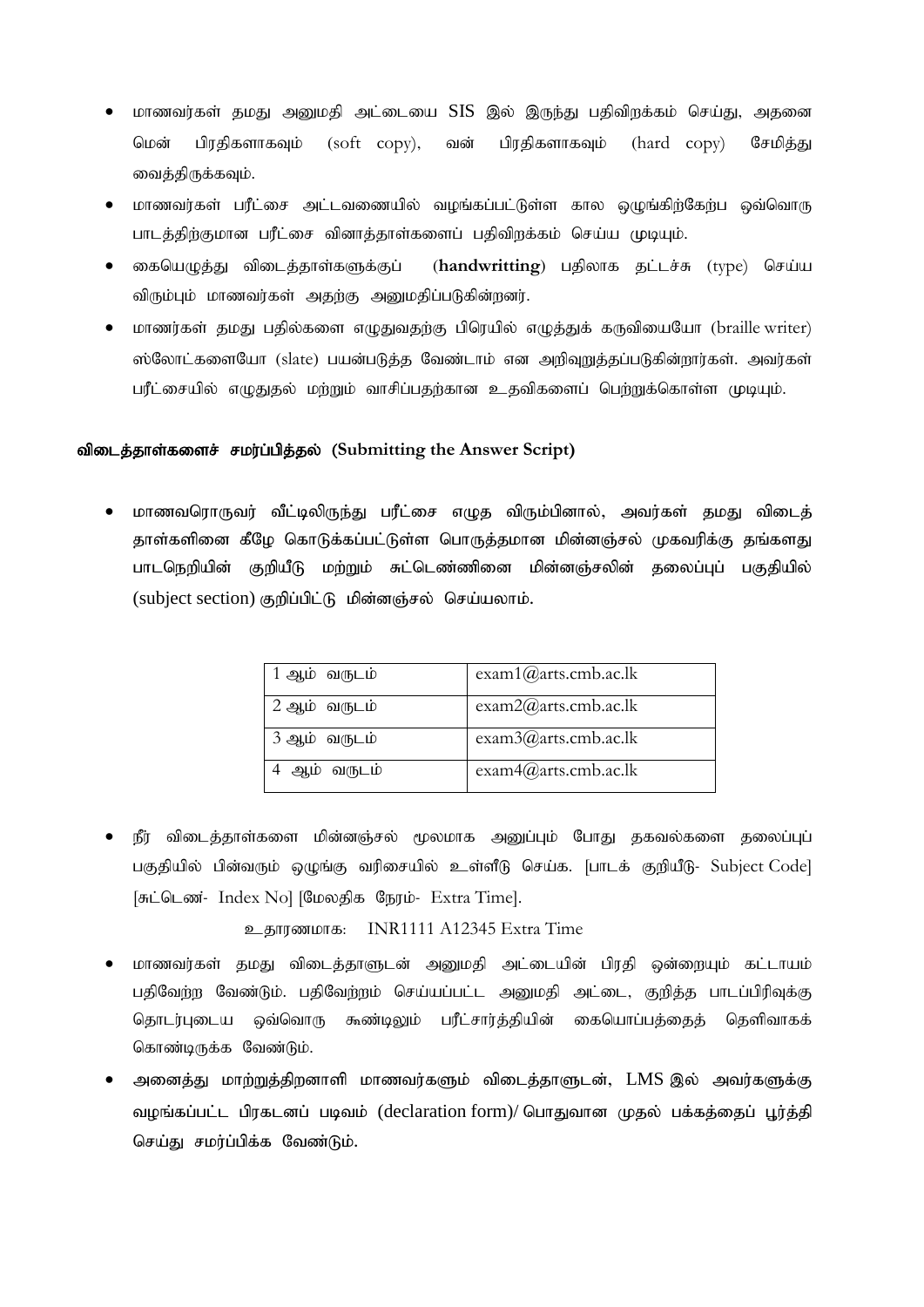- மாணவர்கள் தமது அனுமதி அட்டையை SIS இல் இருந்து பதிவிறக்கம் செய்து, அதனை மென் பிரதிகளாகவும் (soft copy), வன் பிரதிகளாகவும் (hard copy) சேமித்து வைத்திருக்கவும்.
- மாணவர்கள் பரீட்சை அட்டவணையில் வழங்கப்பட்டுள்ள கால ஒழுங்கிற்கேற்ப ஒவ்வொரு பாடத்திற்குமான பரீட்சை வினாத்தாள்களைப் பதிவிறக்கம் செய்ய முடியும்.
- கையெழுத்து விடைத்தாள்களுக்குப் (**handwritting**) பதிலாக தட்டச்சு (type) செய்ய விரும்பும் மாணவர்கள் அதற்கு அனுமதிப்படுகின்றனர்.
- மாணர்கள் தமது பதில்களை எழுதுவதற்கு பிரெயில் எழுத்துக் கருவியையோ (braille writer) ஸ்லோட்களையோ (slate) பயன்படுத்த வேண்டாம் என அறிவுறுத்தப்படுகின்றார்கள். அவர்கள் பரீட்சையில் எழுதுதல் மற்றும் வாசிப்பதற்கான உதவிகளைப் பெற்றுக்கொள்ள முடியும்.

**விடைத்தாள்களைச் சமர்ப்பித்தல் (Submitting the Answer Script)**

- மாணவரொருவர் வீட்டிலிருந்து பரீட்சை எழுத விரும்பினால், அவர்கள் தமது விடைத் தாள்களினை கீழே கொடுக்கப்பட்டுள்ள பொருத்தமான மின்னஞ்சல் முகவரிக்கு தங்களது பாடநெறியின் குறியீடு மற்றும் சுட்டெண்ணினை மின்னஞ்சலின் தலைப்புப் பகுதியில் (subject section) குறிப்பிட்டு மின்னஞ்சல் செய்யலாம்.

| 1 ஆம் வருடம் | exam1@arts.cmb.ac.lk |
|---|---|
| 2 ஆம் வருடம் | exam2@arts.cmb.ac.lk |
| 3 ஆம் வருடம் | exam3@arts.cmb.ac.lk |
| 4 ஆம் வருடம் | exam4@arts.cmb.ac.lk |

- நீர் விடைத்தாள்களை மின்னஞ்சல் மூலமாக அனுப்பும் போது தகவல்களை தலைப்புப் பகுதியில் பின்வரும் ஒழுங்கு வரிசையில் உள்ளீடு செய்க. [பாடக் குறியீடு- Subject Code] [சுட்டெண்- Index No] [மேலதிக நேரம்- Extra Time].

  உதாரணமாக: INR1111 A12345 Extra Time

- மாணவர்கள் தமது விடைத்தாளுடன் அனுமதி அட்டையின் பிரதி ஒன்றையும் கட்டாயம் பதிவேற்ற வேண்டும். பதிவேற்றம் செய்யப்பட்ட அனுமதி அட்டை, குறித்த பாடப்பிரிவுக்கு தொடர்புடைய ஒவ்வொரு கூண்டிலும் பரீட்சார்த்தியின் கையொப்பத்தைத் தெளிவாகக் கொண்டிருக்க வேண்டும்.
- அனைத்து மாற்றுத்திறனாளி மாணவர்களும் விடைத்தாளுடன், LMS இல் அவர்களுக்கு வழங்கப்பட்ட பிரகடனப் படிவம் (declaration form)/ பொதுவான முதல் பக்கத்தைப் பூர்த்தி செய்து சமர்ப்பிக்க வேண்டும்.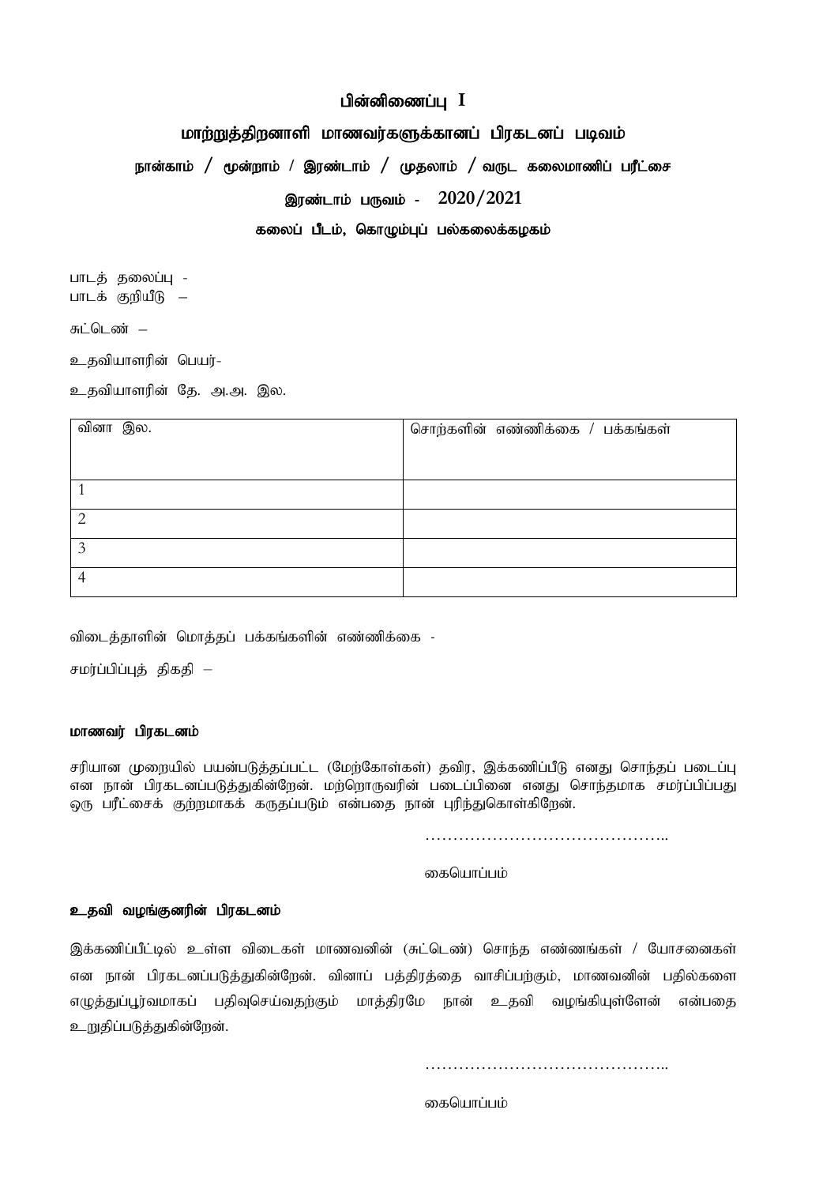# பின்னிணைப்பு I

## மாற்றுத்திறனாளி மாணவர்களுக்கான பிரகடனப் படிவம்

### நான்காம் / மூன்றாம் / இரண்டாம் / முதலாம் / வருட கலைமாணிப் பரீட்சை

### இரண்டாம் பருவம் - 2020/2021

### கலைப் பீடம், கொழும்புப் பல்கலைக்கழகம்

பாடத் தலைப்பு -
பாடக் குறியீடு –

சுட்டெண் –

உதவியாளரின் பெயர்-

உதவியாளரின் தே. அ.அ. இல.

| வினா இல. | சொற்களின் எண்ணிக்கை / பக்கங்கள் |
|---|---|
| 1 | |
| 2 | |
| 3 | |
| 4 | |

விடைத்தாளின் மொத்தப் பக்கங்களின் எண்ணிக்கை -

சமர்ப்பிப்புத் திகதி –

**மாணவர் பிரகடனம்**

சரியான முறையில் பயன்படுத்தப்பட்ட (மேற்கோள்கள்) தவிர, இக்கணிப்பீடு எனது சொந்தப் படைப்பு என நான் பிரகடனப்படுத்துகின்றேன். மற்றொருவரின் படைப்பினை எனது சொந்தமாக சமர்ப்பிப்பது ஒரு பரீட்சைக் குற்றமாகக் கருதப்படும் என்பதை நான் புரிந்துகொள்கிறேன்.

……………………………………..

கையொப்பம்

**உதவி வழங்குனரின் பிரகடனம்**

இக்கணிப்பீட்டில் உள்ள விடைகள் மாணவனின் (சுட்டெண்) சொந்த எண்ணங்கள் / யோசனைகள் என நான் பிரகடனப்படுத்துகின்றேன். வினாப் பத்திரத்தை வாசிப்பதற்கும், மாணவனின் பதில்களை எழுத்துப்பூர்வமாகப் பதிவுசெய்வதற்கும் மாத்திரமே நான் உதவி வழங்கியுள்ளேன் என்பதை உறுதிப்படுத்துகின்றேன்.

……………………………………..

கையொப்பம்